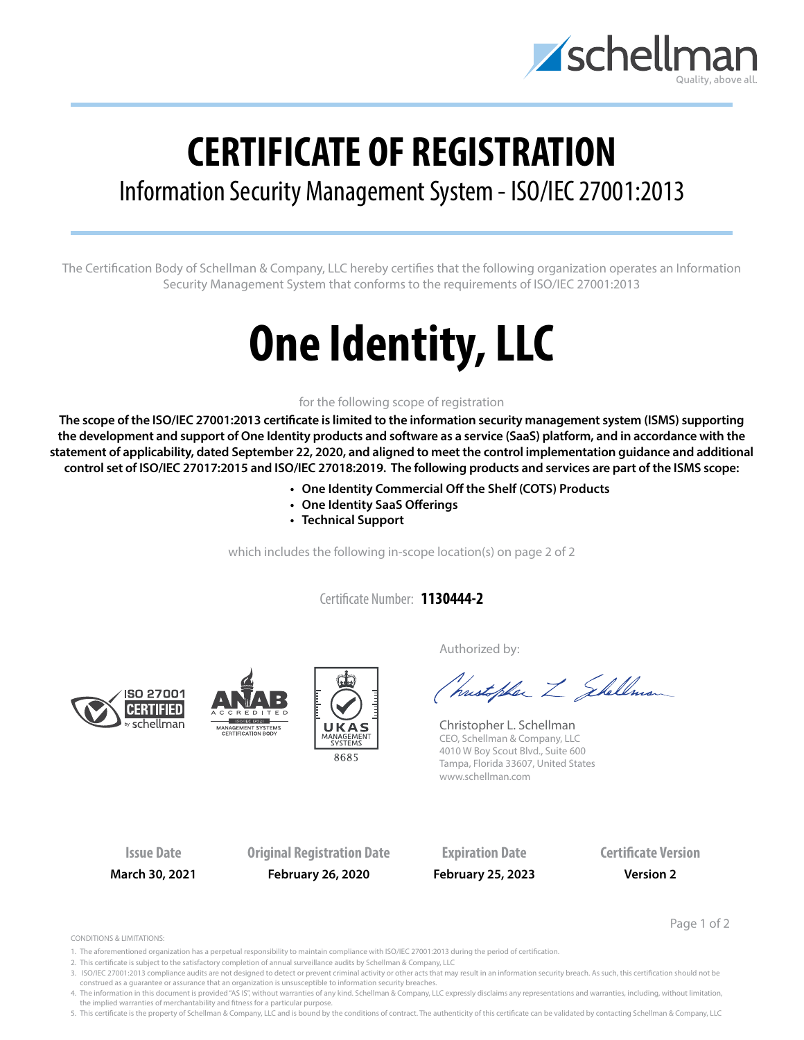# CERTIFICATE OF REGISTRATION

## Information Security Management System - ISO/IEC 27001:2013

The Certification Body of Schellman & Company, LLC hereby certifies that the following organization operates an Information Security Management System that conforms to the requirements of ISO/IEC 27001:2013

# One Identity, LLC

for the following scope of registration

**The scope of the ISO/IEC 27001:2013 certificate is limited to the information security management system (ISMS) supporting the development and support of One Identity products and software as a service (SaaS) platform, and in accordance with the statement of applicability, dated September 22, 2020, and aligned to meet the control implementation guidance and additional control set of ISO/IEC 27017:2015 and ISO/IEC 27018:2019. The following products and services are part of the ISMS scope:**

- **One Identity Commercial Off the Shelf (COTS) Products**
- **One Identity SaaS Offerings**
- **Technical Support**

which includes the following in-scope location(s) on page 2 of 2

Certificate Number: **1130444-2**

Authorized by:

Christopher L. Schellman
CEO, Schellman & Company, LLC
4010 W Boy Scout Blvd., Suite 600
Tampa, Florida 33607, United States
www.schellman.com

| Issue Date | Original Registration Date | Expiration Date | Certificate Version |
|---|---|---|---|
| **March 30, 2021** | **February 26, 2020** | **February 25, 2023** | **Version 2** |

CONDITIONS & LIMITATIONS:

1. The aforementioned organization has a perpetual responsibility to maintain compliance with ISO/IEC 27001:2013 during the period of certification.
2. This certificate is subject to the satisfactory completion of annual surveillance audits by Schellman & Company, LLC
3. ISO/IEC 27001:2013 compliance audits are not designed to detect or prevent criminal activity or other acts that may result in an information security breach. As such, this certification should not be construed as a guarantee or assurance that an organization is unsusceptible to information security breaches.
4. The information in this document is provided "AS IS", without warranties of any kind. Schellman & Company, LLC expressly disclaims any representations and warranties, including, without limitation, the implied warranties of merchantability and fitness for a particular purpose.
5. This certificate is the property of Schellman & Company, LLC and is bound by the conditions of contract. The authenticity of this certificate can be validated by contacting Schellman & Company, LLC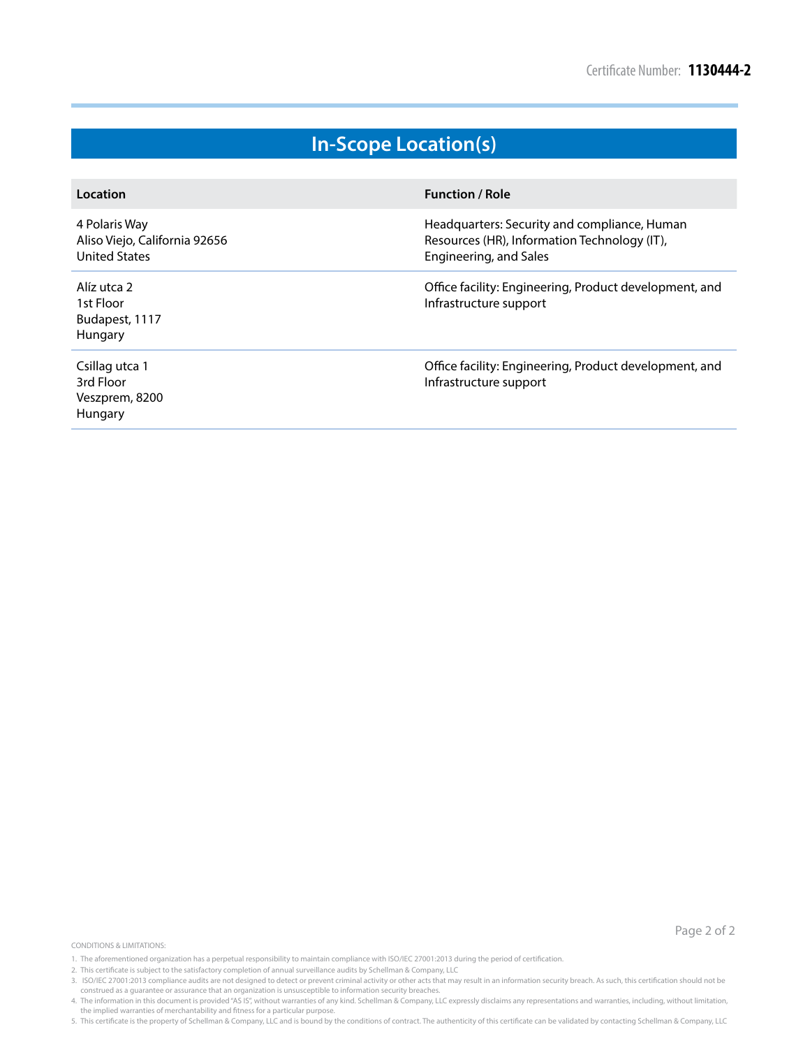Certificate Number: **1130444-2**

## In-Scope Location(s)

| Location | Function / Role |
|---|---|
| 4 Polaris Way<br>Aliso Viejo, California 92656<br>United States | Headquarters: Security and compliance, Human Resources (HR), Information Technology (IT), Engineering, and Sales |
| Alíz utca 2<br>1st Floor<br>Budapest, 1117<br>Hungary | Office facility: Engineering, Product development, and Infrastructure support |
| Csillag utca 1<br>3rd Floor<br>Veszprem, 8200<br>Hungary | Office facility: Engineering, Product development, and Infrastructure support |

CONDITIONS & LIMITATIONS:

1. The aforementioned organization has a perpetual responsibility to maintain compliance with ISO/IEC 27001:2013 during the period of certification.
2. This certificate is subject to the satisfactory completion of annual surveillance audits by Schellman & Company, LLC
3. ISO/IEC 27001:2013 compliance audits are not designed to detect or prevent criminal activity or other acts that may result in an information security breach. As such, this certification should not be construed as a guarantee or assurance that an organization is unsusceptible to information security breaches.
4. The information in this document is provided "AS IS", without warranties of any kind. Schellman & Company, LLC expressly disclaims any representations and warranties, including, without limitation, the implied warranties of merchantability and fitness for a particular purpose.
5. This certificate is the property of Schellman & Company, LLC and is bound by the conditions of contract. The authenticity of this certificate can be validated by contacting Schellman & Company, LLC